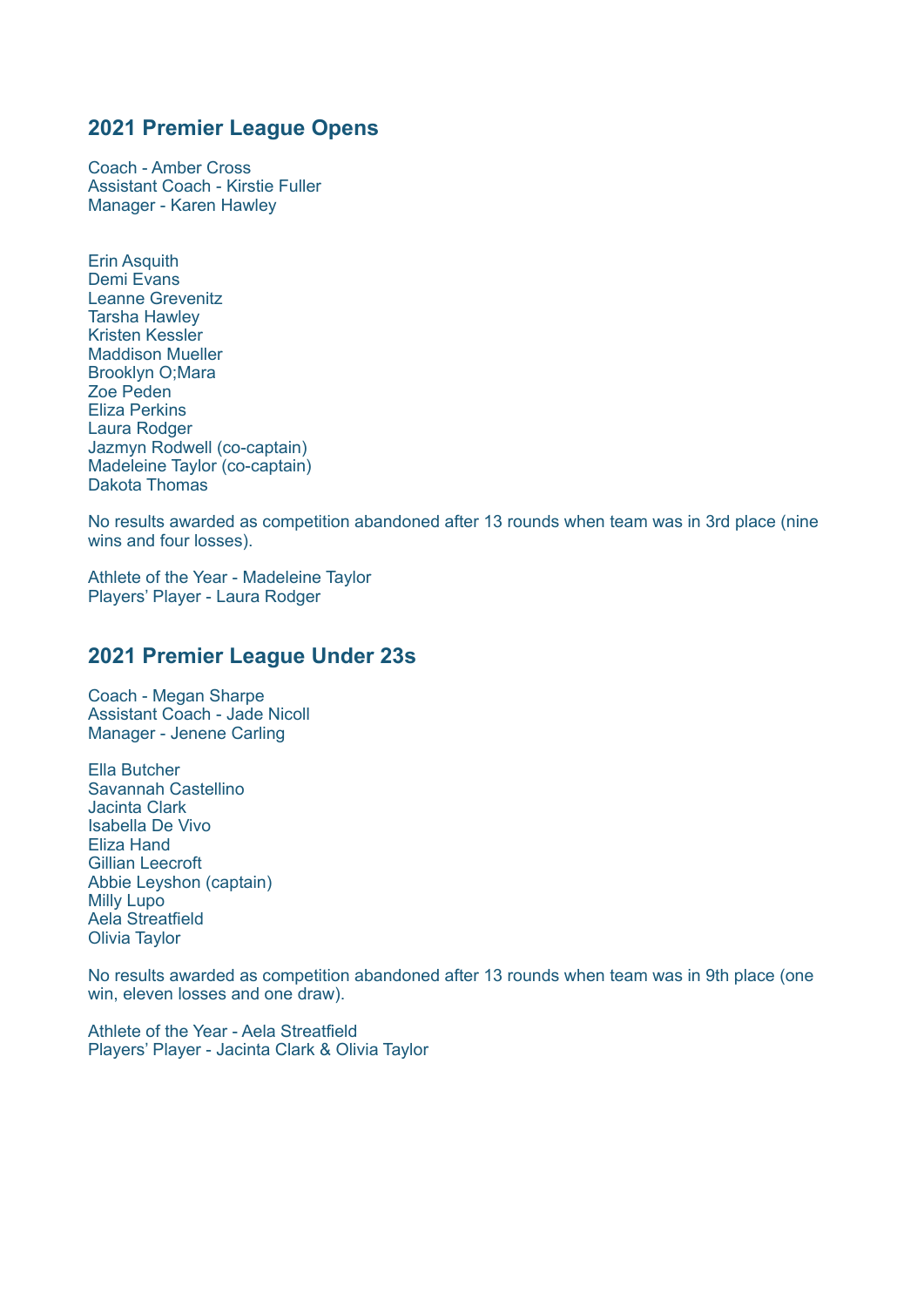## 2021 Premier League Opens

Coach - Amber Cross
Assistant Coach - Kirstie Fuller
Manager - Karen Hawley

Erin Asquith
Demi Evans
Leanne Grevenitz
Tarsha Hawley
Kristen Kessler
Maddison Mueller
Brooklyn O;Mara
Zoe Peden
Eliza Perkins
Laura Rodger
Jazmyn Rodwell (co-captain)
Madeleine Taylor (co-captain)
Dakota Thomas

No results awarded as competition abandoned after 13 rounds when team was in 3rd place (nine wins and four losses).

Athlete of the Year - Madeleine Taylor
Players' Player - Laura Rodger

## 2021 Premier League Under 23s

Coach - Megan Sharpe
Assistant Coach - Jade Nicoll
Manager - Jenene Carling

Ella Butcher
Savannah Castellino
Jacinta Clark
Isabella De Vivo
Eliza Hand
Gillian Leecroft
Abbie Leyshon (captain)
Milly Lupo
Aela Streatfield
Olivia Taylor

No results awarded as competition abandoned after 13 rounds when team was in 9th place (one win, eleven losses and one draw).

Athlete of the Year - Aela Streatfield
Players' Player - Jacinta Clark & Olivia Taylor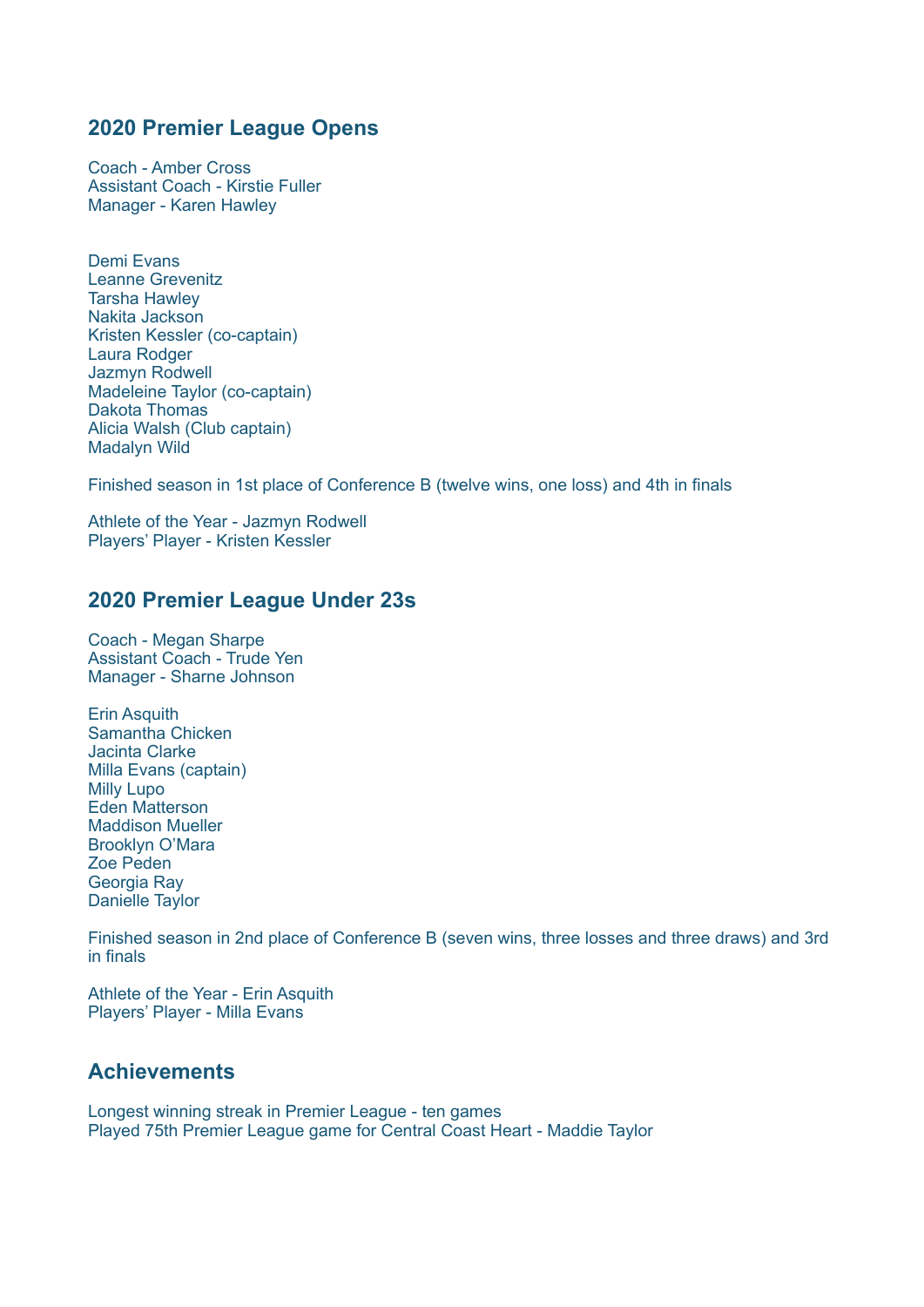## 2020 Premier League Opens

Coach - Amber Cross
Assistant Coach - Kirstie Fuller
Manager - Karen Hawley

Demi Evans
Leanne Grevenitz
Tarsha Hawley
Nakita Jackson
Kristen Kessler (co-captain)
Laura Rodger
Jazmyn Rodwell
Madeleine Taylor (co-captain)
Dakota Thomas
Alicia Walsh (Club captain)
Madalyn Wild

Finished season in 1st place of Conference B (twelve wins, one loss) and 4th in finals

Athlete of the Year - Jazmyn Rodwell
Players' Player - Kristen Kessler

## 2020 Premier League Under 23s

Coach - Megan Sharpe
Assistant Coach - Trude Yen
Manager - Sharne Johnson

Erin Asquith
Samantha Chicken
Jacinta Clarke
Milla Evans (captain)
Milly Lupo
Eden Matterson
Maddison Mueller
Brooklyn O'Mara
Zoe Peden
Georgia Ray
Danielle Taylor

Finished season in 2nd place of Conference B (seven wins, three losses and three draws) and 3rd in finals

Athlete of the Year - Erin Asquith
Players' Player - Milla Evans

## Achievements

Longest winning streak in Premier League - ten games
Played 75th Premier League game for Central Coast Heart - Maddie Taylor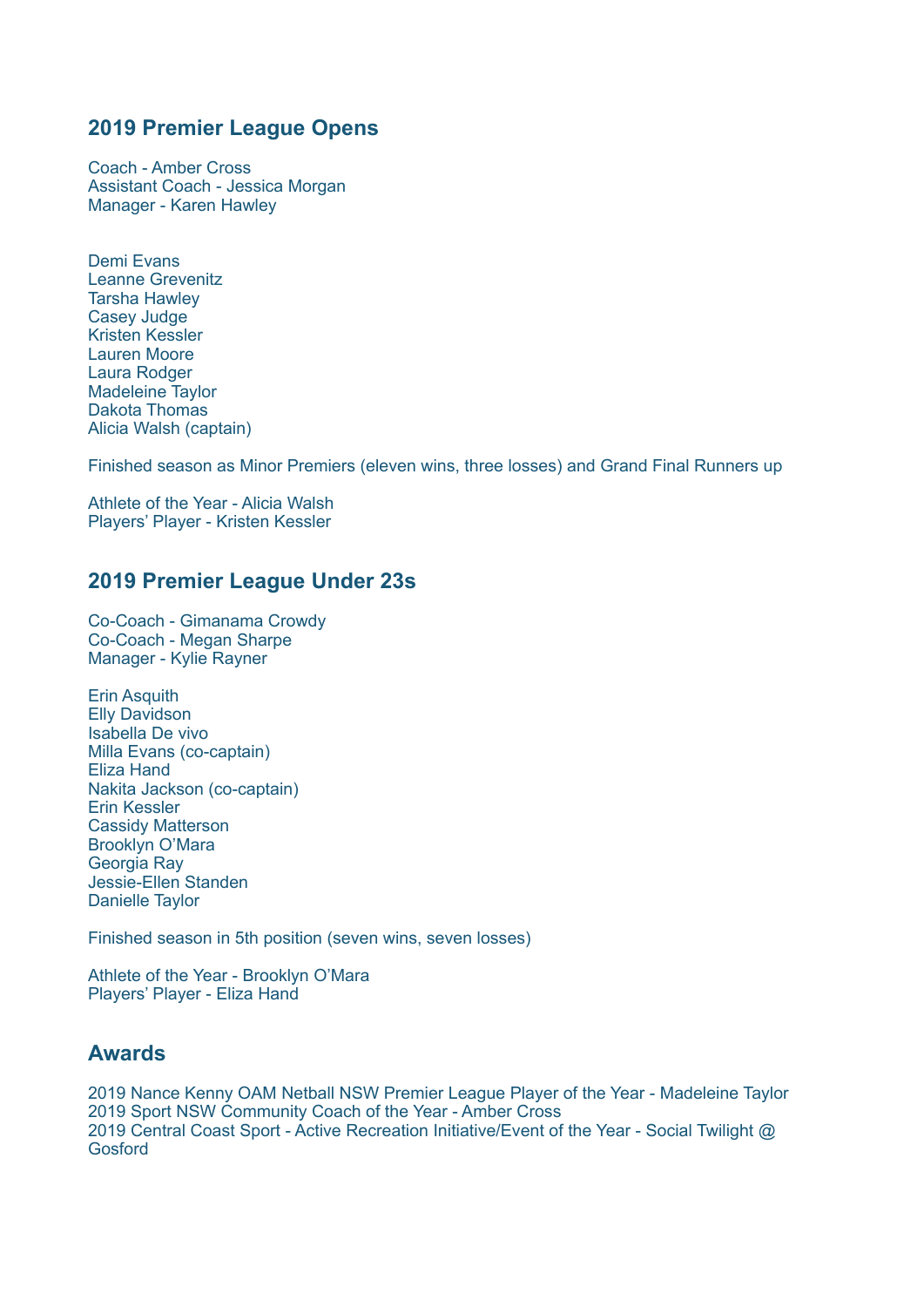## 2019 Premier League Opens

Coach - Amber Cross
Assistant Coach - Jessica Morgan
Manager - Karen Hawley

Demi Evans
Leanne Grevenitz
Tarsha Hawley
Casey Judge
Kristen Kessler
Lauren Moore
Laura Rodger
Madeleine Taylor
Dakota Thomas
Alicia Walsh (captain)

Finished season as Minor Premiers (eleven wins, three losses) and Grand Final Runners up

Athlete of the Year - Alicia Walsh
Players' Player - Kristen Kessler

## 2019 Premier League Under 23s

Co-Coach - Gimanama Crowdy
Co-Coach - Megan Sharpe
Manager - Kylie Rayner

Erin Asquith
Elly Davidson
Isabella De vivo
Milla Evans (co-captain)
Eliza Hand
Nakita Jackson (co-captain)
Erin Kessler
Cassidy Matterson
Brooklyn O'Mara
Georgia Ray
Jessie-Ellen Standen
Danielle Taylor

Finished season in 5th position (seven wins, seven losses)

Athlete of the Year - Brooklyn O'Mara
Players' Player - Eliza Hand

## Awards

2019 Nance Kenny OAM Netball NSW Premier League Player of the Year - Madeleine Taylor
2019 Sport NSW Community Coach of the Year - Amber Cross
2019 Central Coast Sport - Active Recreation Initiative/Event of the Year - Social Twilight @ Gosford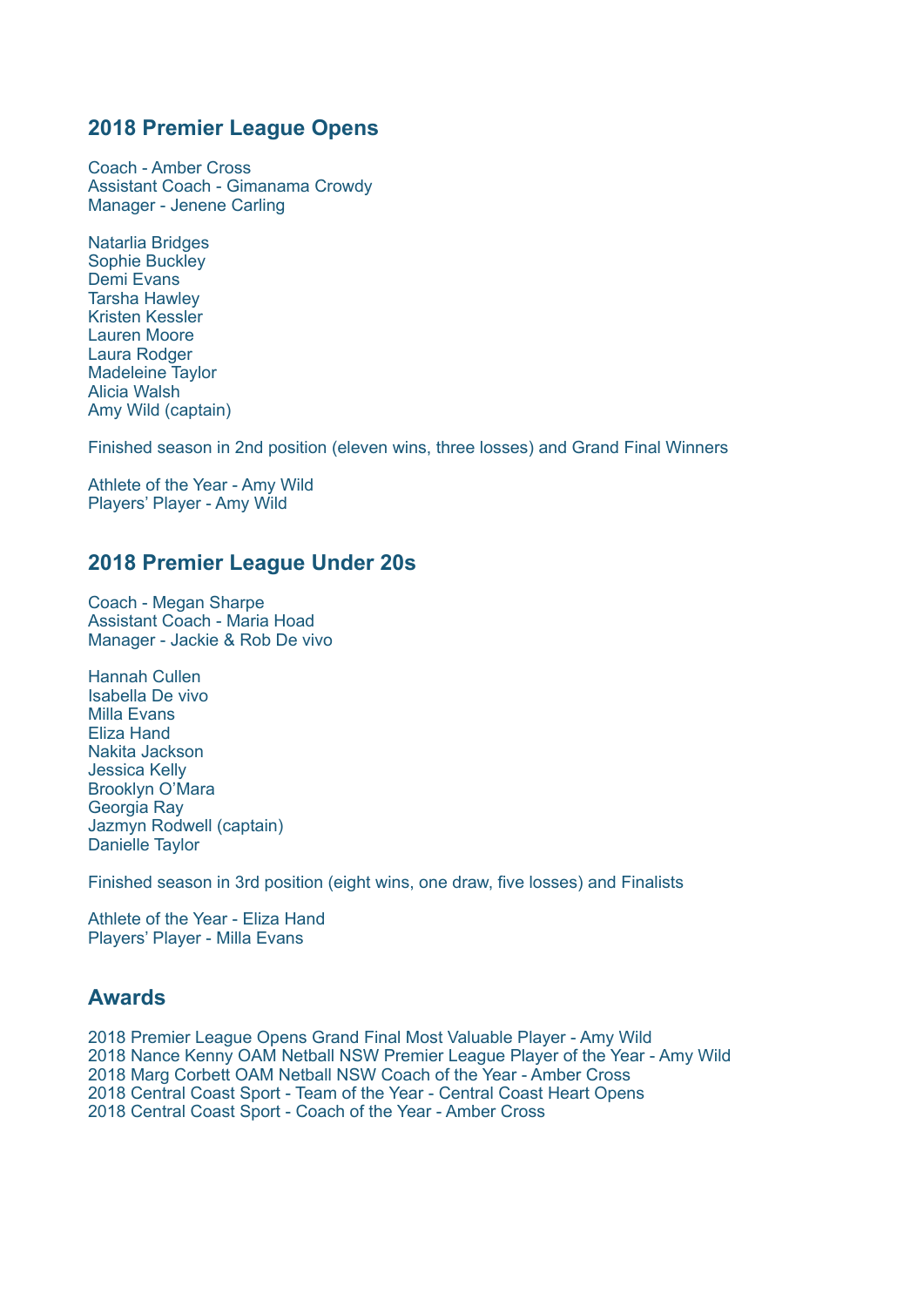## 2018 Premier League Opens

Coach - Amber Cross
Assistant Coach - Gimanama Crowdy
Manager - Jenene Carling

Natarlia Bridges
Sophie Buckley
Demi Evans
Tarsha Hawley
Kristen Kessler
Lauren Moore
Laura Rodger
Madeleine Taylor
Alicia Walsh
Amy Wild (captain)

Finished season in 2nd position (eleven wins, three losses) and Grand Final Winners

Athlete of the Year - Amy Wild
Players' Player - Amy Wild

## 2018 Premier League Under 20s

Coach - Megan Sharpe
Assistant Coach - Maria Hoad
Manager - Jackie & Rob De vivo

Hannah Cullen
Isabella De vivo
Milla Evans
Eliza Hand
Nakita Jackson
Jessica Kelly
Brooklyn O'Mara
Georgia Ray
Jazmyn Rodwell (captain)
Danielle Taylor

Finished season in 3rd position (eight wins, one draw, five losses) and Finalists

Athlete of the Year - Eliza Hand
Players' Player - Milla Evans

## Awards

2018 Premier League Opens Grand Final Most Valuable Player - Amy Wild
2018 Nance Kenny OAM Netball NSW Premier League Player of the Year - Amy Wild
2018 Marg Corbett OAM Netball NSW Coach of the Year - Amber Cross
2018 Central Coast Sport - Team of the Year - Central Coast Heart Opens
2018 Central Coast Sport - Coach of the Year - Amber Cross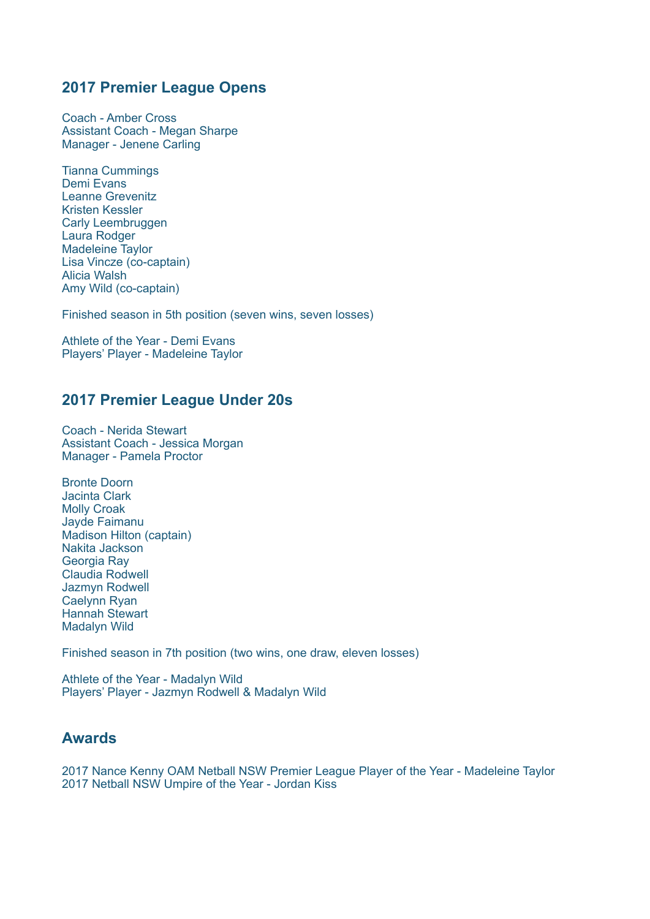## 2017 Premier League Opens

Coach - Amber Cross
Assistant Coach - Megan Sharpe
Manager - Jenene Carling

Tianna Cummings
Demi Evans
Leanne Grevenitz
Kristen Kessler
Carly Leembruggen
Laura Rodger
Madeleine Taylor
Lisa Vincze (co-captain)
Alicia Walsh
Amy Wild (co-captain)

Finished season in 5th position (seven wins, seven losses)

Athlete of the Year - Demi Evans
Players' Player - Madeleine Taylor

## 2017 Premier League Under 20s

Coach - Nerida Stewart
Assistant Coach - Jessica Morgan
Manager - Pamela Proctor

Bronte Doorn
Jacinta Clark
Molly Croak
Jayde Faimanu
Madison Hilton (captain)
Nakita Jackson
Georgia Ray
Claudia Rodwell
Jazmyn Rodwell
Caelynn Ryan
Hannah Stewart
Madalyn Wild

Finished season in 7th position (two wins, one draw, eleven losses)

Athlete of the Year - Madalyn Wild
Players' Player - Jazmyn Rodwell & Madalyn Wild

## Awards

2017 Nance Kenny OAM Netball NSW Premier League Player of the Year - Madeleine Taylor
2017 Netball NSW Umpire of the Year - Jordan Kiss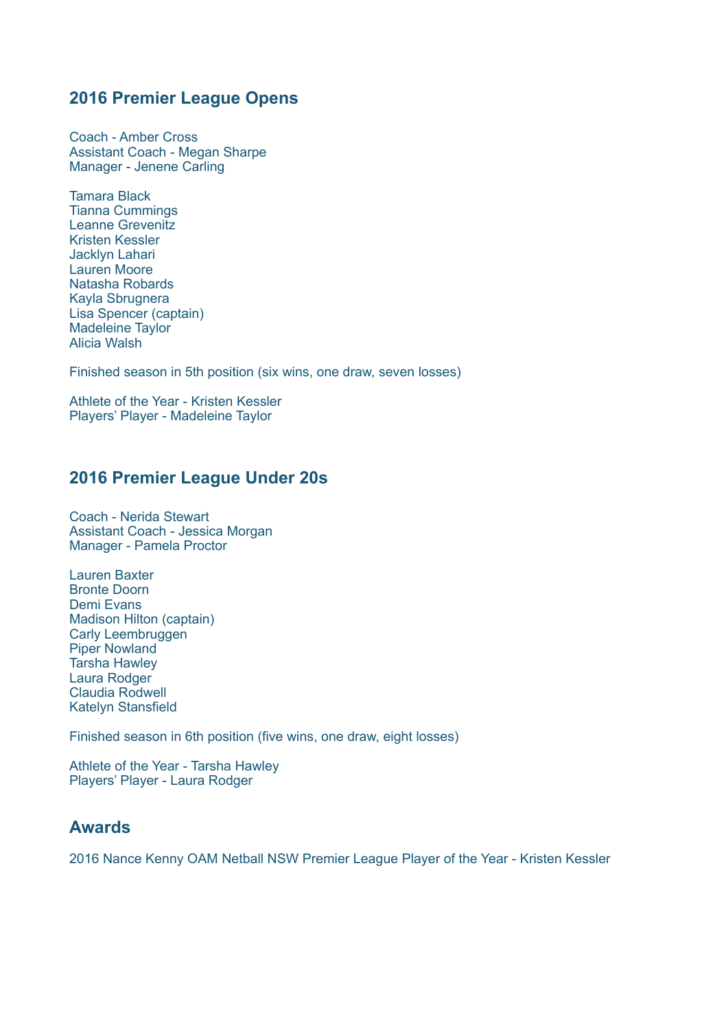## 2016 Premier League Opens

Coach - Amber Cross
Assistant Coach - Megan Sharpe
Manager - Jenene Carling

Tamara Black
Tianna Cummings
Leanne Grevenitz
Kristen Kessler
Jacklyn Lahari
Lauren Moore
Natasha Robards
Kayla Sbrugnera
Lisa Spencer (captain)
Madeleine Taylor
Alicia Walsh

Finished season in 5th position (six wins, one draw, seven losses)

Athlete of the Year - Kristen Kessler
Players' Player - Madeleine Taylor

## 2016 Premier League Under 20s

Coach - Nerida Stewart
Assistant Coach - Jessica Morgan
Manager - Pamela Proctor

Lauren Baxter
Bronte Doorn
Demi Evans
Madison Hilton (captain)
Carly Leembruggen
Piper Nowland
Tarsha Hawley
Laura Rodger
Claudia Rodwell
Katelyn Stansfield

Finished season in 6th position (five wins, one draw, eight losses)

Athlete of the Year - Tarsha Hawley
Players' Player - Laura Rodger

## Awards

2016 Nance Kenny OAM Netball NSW Premier League Player of the Year - Kristen Kessler